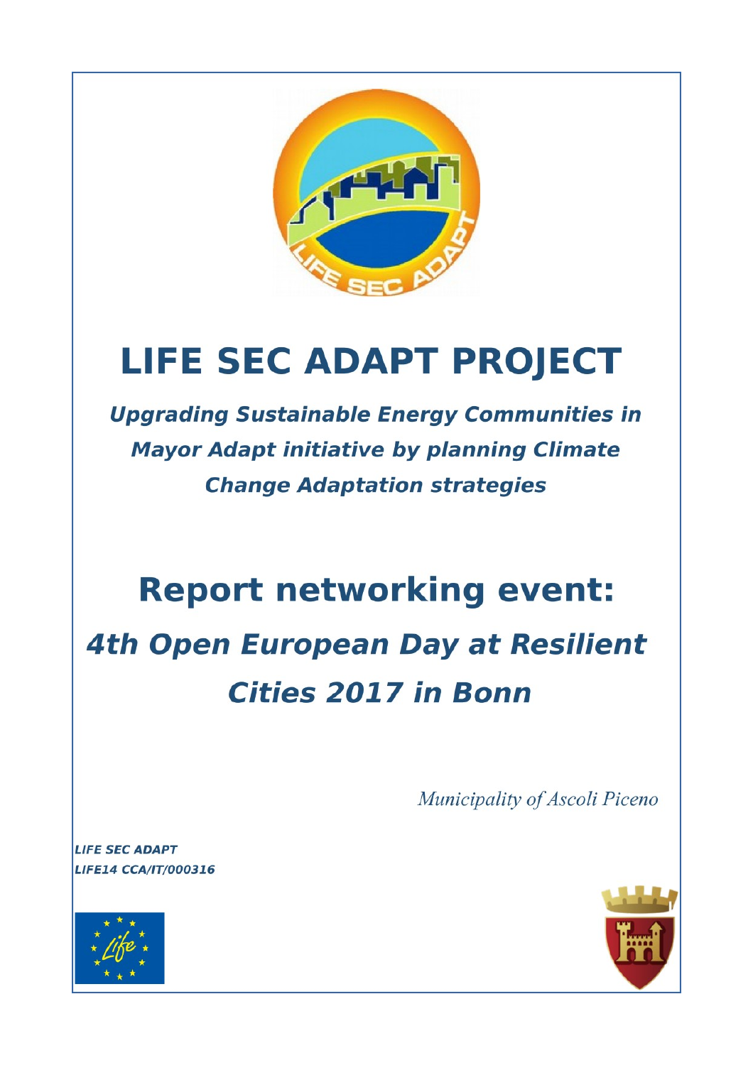# LIFE SEC ADAPT PROJECT

***Upgrading Sustainable Energy Communities in Mayor Adapt initiative by planning Climate Change Adaptation strategies***

# Report networking event:

## *4th Open European Day at Resilient Cities 2017 in Bonn*

*Municipality of Ascoli Piceno*

***LIFE SEC ADAPT***
***LIFE14 CCA/IT/000316***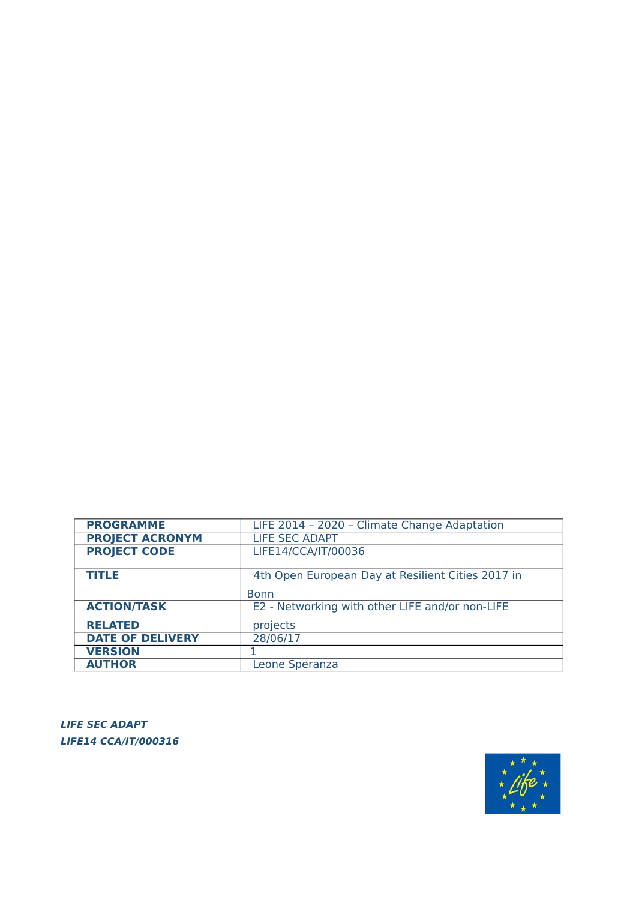| | |
|---|---|
| **PROGRAMME** | LIFE 2014 – 2020 – Climate Change Adaptation |
| **PROJECT ACRONYM** | LIFE SEC ADAPT |
| **PROJECT CODE** | LIFE14/CCA/IT/00036 |
| **TITLE** | 4th Open European Day at Resilient Cities 2017 in Bonn |
| **ACTION/TASK RELATED** | E2 - Networking with other LIFE and/or non-LIFE projects |
| **DATE OF DELIVERY** | 28/06/17 |
| **VERSION** | 1 |
| **AUTHOR** | Leone Speranza |

***LIFE SEC ADAPT***

***LIFE14 CCA/IT/000316***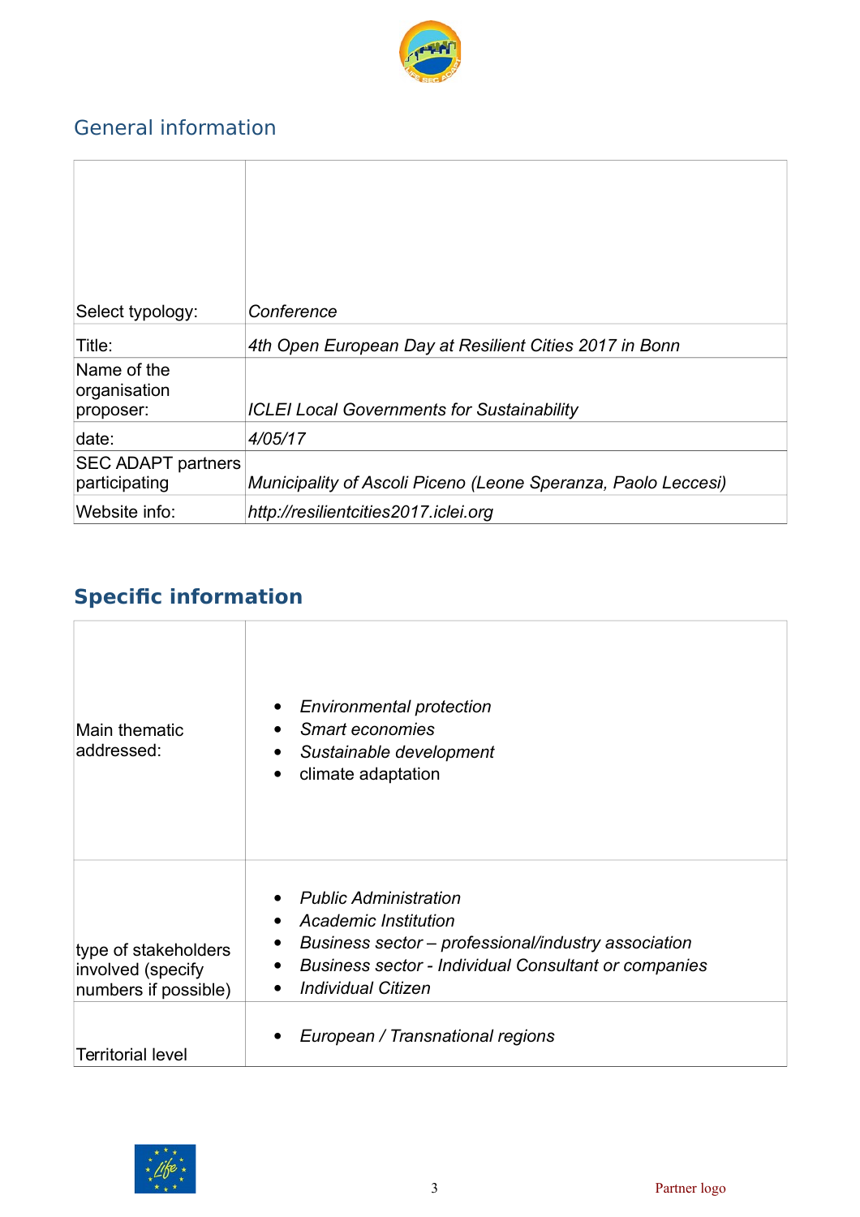## General information

| | |
|---|---|
| Select typology: | *Conference* |
| Title: | *4th Open European Day at Resilient Cities 2017 in Bonn* |
| Name of the organisation proposer: | *ICLEI Local Governments for Sustainability* |
| date: | *4/05/17* |
| SEC ADAPT partners participating | *Municipality of Ascoli Piceno (Leone Speranza, Paolo Leccesi)* |
| Website info: | *http://resilientcities2017.iclei.org* |

## Specific information

| | |
|---|---|
| Main thematic addressed: | • *Environmental protection*<br>• *Smart economies*<br>• *Sustainable development*<br>• climate adaptation |
| type of stakeholders involved (specify numbers if possible) | • *Public Administration*<br>• *Academic Institution*<br>• *Business sector – professional/industry association*<br>• *Business sector - Individual Consultant or companies*<br>• *Individual Citizen* |
| Territorial level | • *European / Transnational regions* |

Partner logo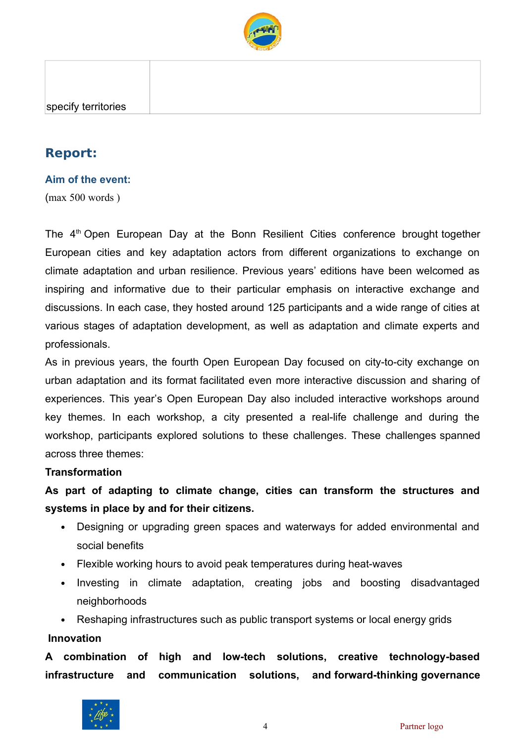| specify territories | |
|---|---|

## Report:

### Aim of the event:

(max 500 words )

The 4th Open European Day at the Bonn Resilient Cities conference brought together European cities and key adaptation actors from different organizations to exchange on climate adaptation and urban resilience. Previous years' editions have been welcomed as inspiring and informative due to their particular emphasis on interactive exchange and discussions. In each case, they hosted around 125 participants and a wide range of cities at various stages of adaptation development, as well as adaptation and climate experts and professionals.

As in previous years, the fourth Open European Day focused on city-to-city exchange on urban adaptation and its format facilitated even more interactive discussion and sharing of experiences. This year's Open European Day also included interactive workshops around key themes. In each workshop, a city presented a real-life challenge and during the workshop, participants explored solutions to these challenges. These challenges spanned across three themes:

**Transformation**

**As part of adapting to climate change, cities can transform the structures and systems in place by and for their citizens.**

- Designing or upgrading green spaces and waterways for added environmental and social benefits
- Flexible working hours to avoid peak temperatures during heat-waves
- Investing in climate adaptation, creating jobs and boosting disadvantaged neighborhoods
- Reshaping infrastructures such as public transport systems or local energy grids

**Innovation**

**A combination of high and low-tech solutions, creative technology-based infrastructure and communication solutions, and forward-thinking governance**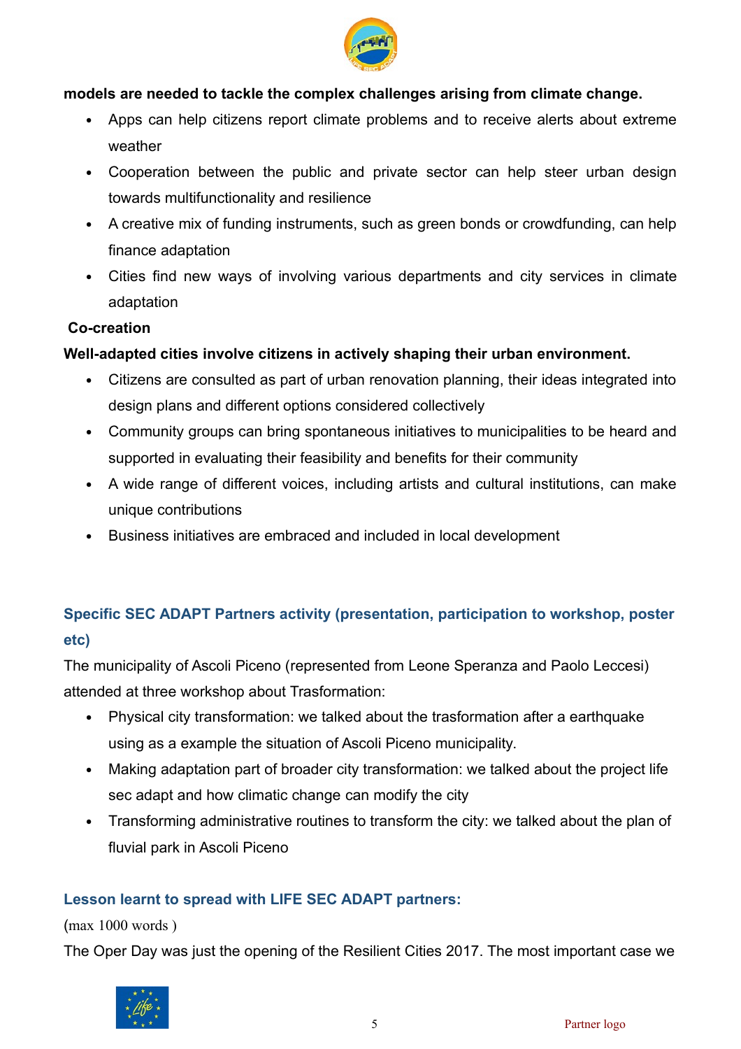**models are needed to tackle the complex challenges arising from climate change.**

- Apps can help citizens report climate problems and to receive alerts about extreme weather
- Cooperation between the public and private sector can help steer urban design towards multifunctionality and resilience
- A creative mix of funding instruments, such as green bonds or crowdfunding, can help finance adaptation
- Cities find new ways of involving various departments and city services in climate adaptation

**Co-creation**

**Well-adapted cities involve citizens in actively shaping their urban environment.**

- Citizens are consulted as part of urban renovation planning, their ideas integrated into design plans and different options considered collectively
- Community groups can bring spontaneous initiatives to municipalities to be heard and supported in evaluating their feasibility and benefits for their community
- A wide range of different voices, including artists and cultural institutions, can make unique contributions
- Business initiatives are embraced and included in local development

### Specific SEC ADAPT Partners activity (presentation, participation to workshop, poster etc)

The municipality of Ascoli Piceno (represented from Leone Speranza and Paolo Leccesi) attended at three workshop about Trasformation:

- Physical city transformation: we talked about the trasformation after a earthquake using as a example the situation of Ascoli Piceno municipality.
- Making adaptation part of broader city transformation: we talked about the project life sec adapt and how climatic change can modify the city
- Transforming administrative routines to transform the city: we talked about the plan of fluvial park in Ascoli Piceno

### Lesson learnt to spread with LIFE SEC ADAPT partners:

(max 1000 words )

The Oper Day was just the opening of the Resilient Cities 2017. The most important case we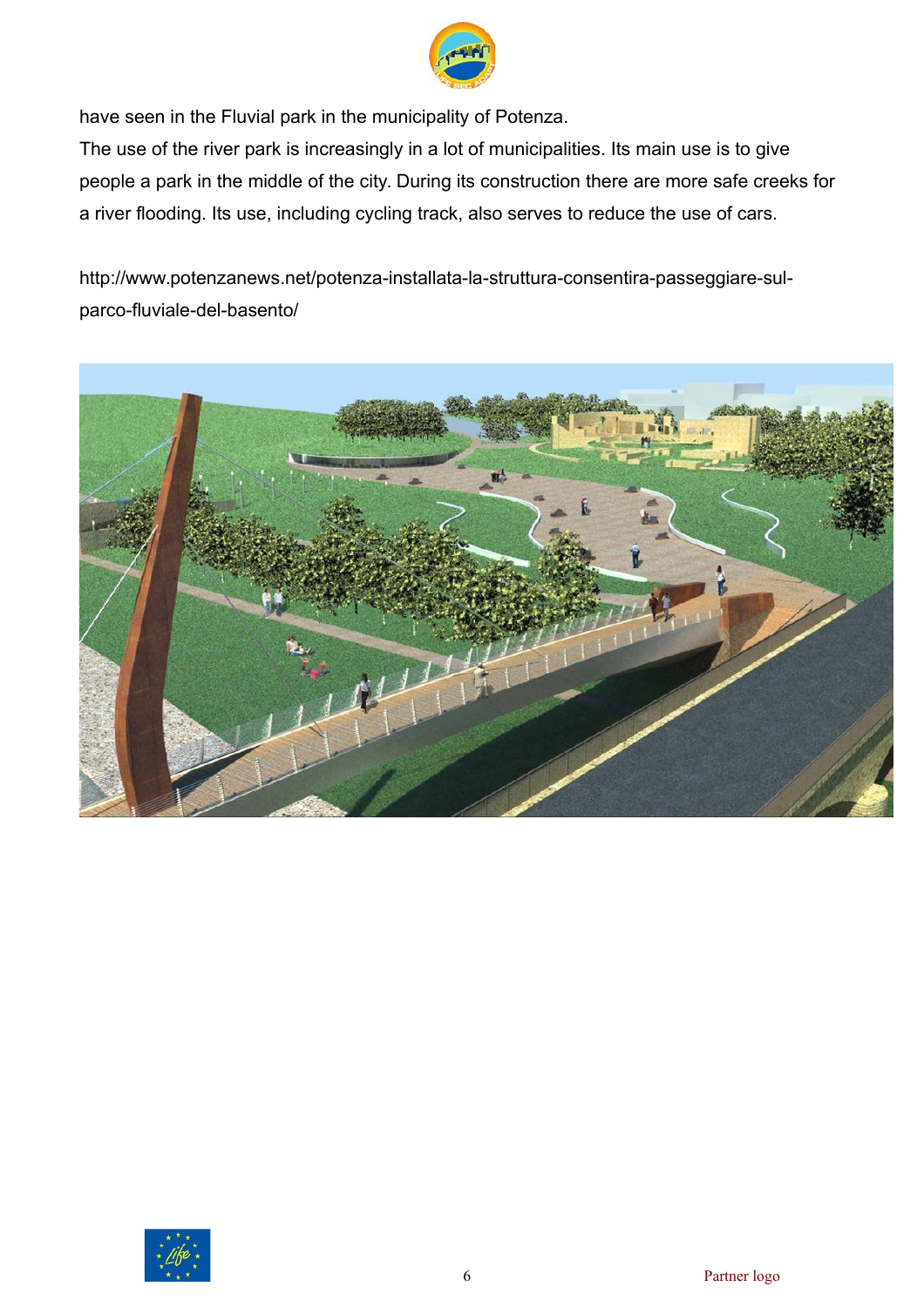have seen in the Fluvial park in the municipality of Potenza.

The use of the river park is increasingly in a lot of municipalities. Its main use is to give people a park in the middle of the city. During its construction there are more safe creeks for a river flooding. Its use, including cycling track, also serves to reduce the use of cars.

http://www.potenzanews.net/potenza-installata-la-struttura-consentira-passeggiare-sul-parco-fluviale-del-basento/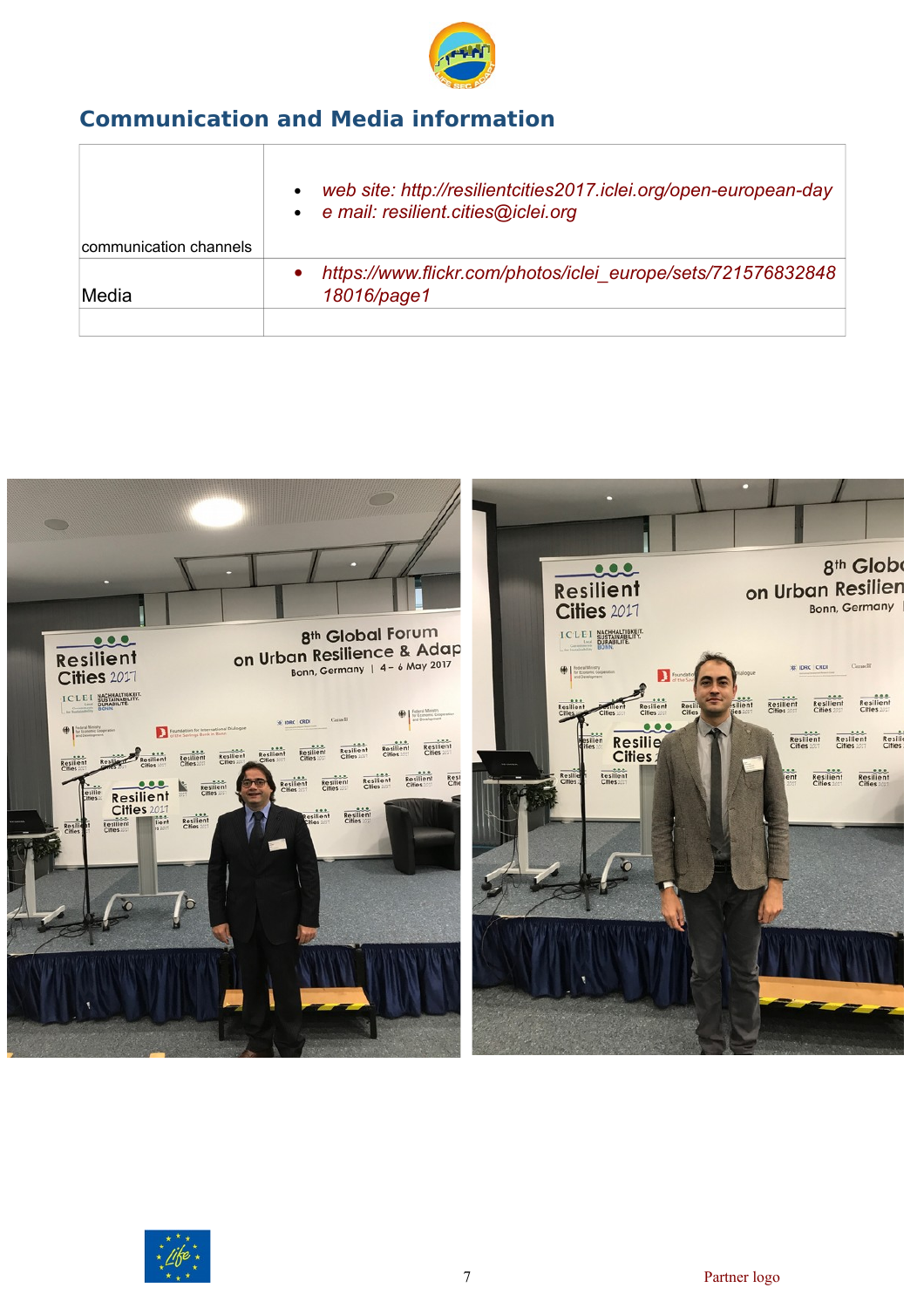## Communication and Media information

| | |
|---|---|
| communication channels | • *web site: http://resilientcities2017.iclei.org/open-european-day*<br>• *e mail: resilient.cities@iclei.org* |
| Media | • *https://www.flickr.com/photos/iclei_europe/sets/72157683284818016/page1* |
| | |

Partner logo